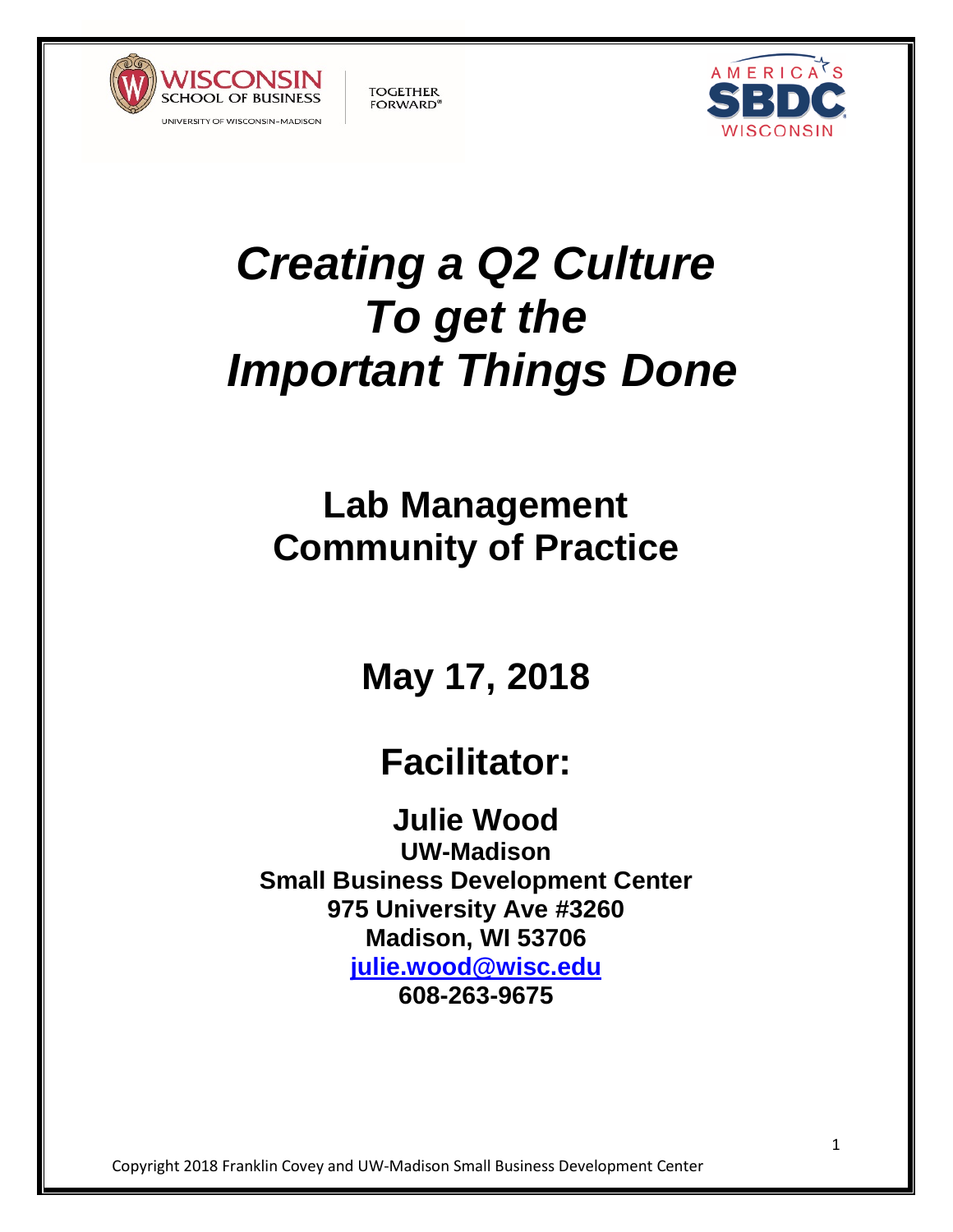WISCONSIN SCHOOL OF BUSINESS
UNIVERSITY OF WISCONSIN–MADISON

TOGETHER FORWARD®

AMERICA'S SBDC WISCONSIN

# *Creating a Q2 Culture To get the Important Things Done*

## Lab Management Community of Practice

## May 17, 2018

## Facilitator:

**Julie Wood**
**UW-Madison**
**Small Business Development Center**
**975 University Ave #3260**
**Madison, WI 53706**
**julie.wood@wisc.edu**
**608-263-9675**

Copyright 2018 Franklin Covey and UW-Madison Small Business Development Center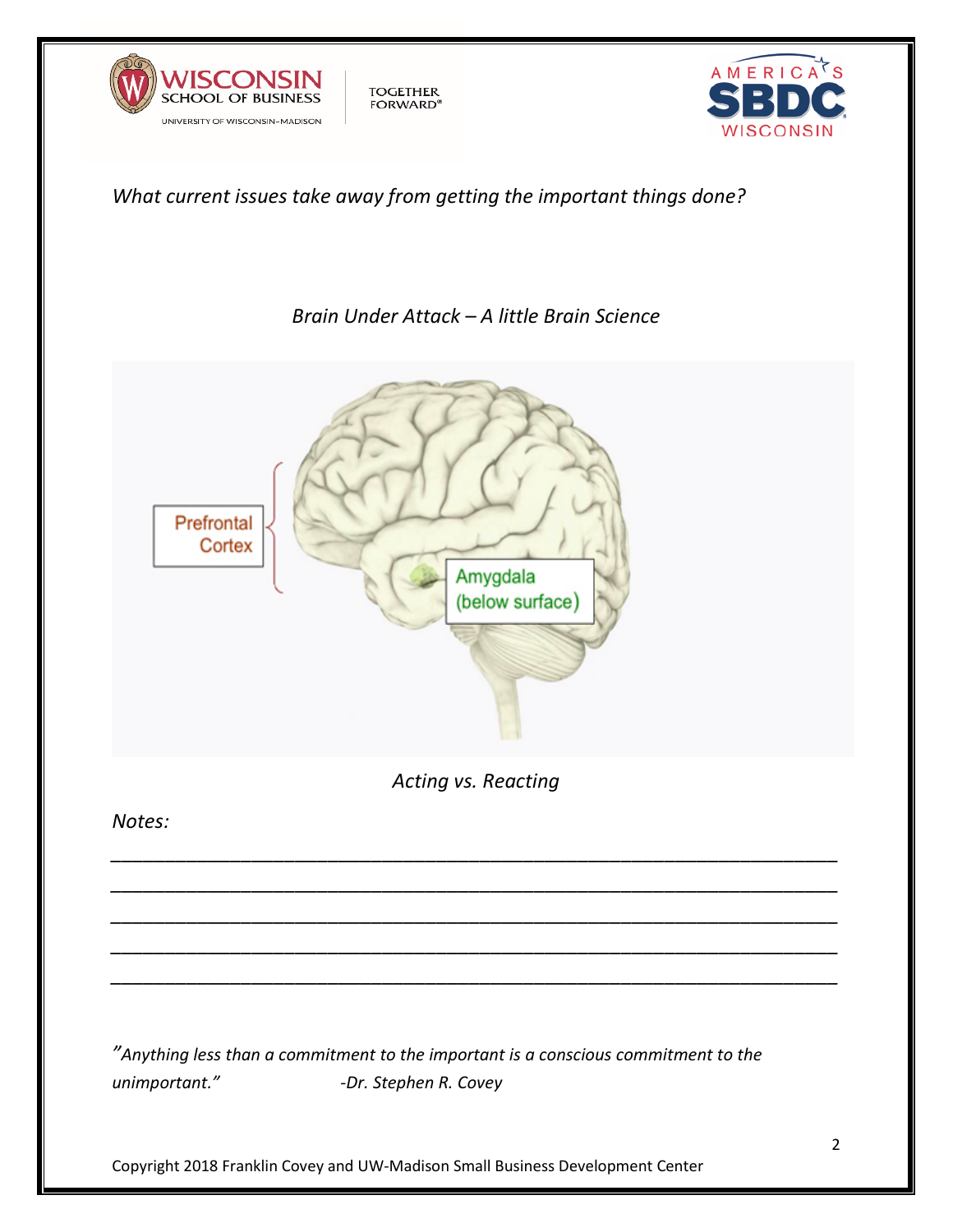*What current issues take away from getting the important things done?*

*Brain Under Attack – A little Brain Science*

Prefrontal Cortex

Amygdala (below surface)

*Acting vs. Reacting*

*Notes:*

_______________________________________________________________________

_______________________________________________________________________

_______________________________________________________________________

_______________________________________________________________________

_______________________________________________________________________

*"Anything less than a commitment to the important is a conscious commitment to the unimportant."* *-Dr. Stephen R. Covey*

Copyright 2018 Franklin Covey and UW-Madison Small Business Development Center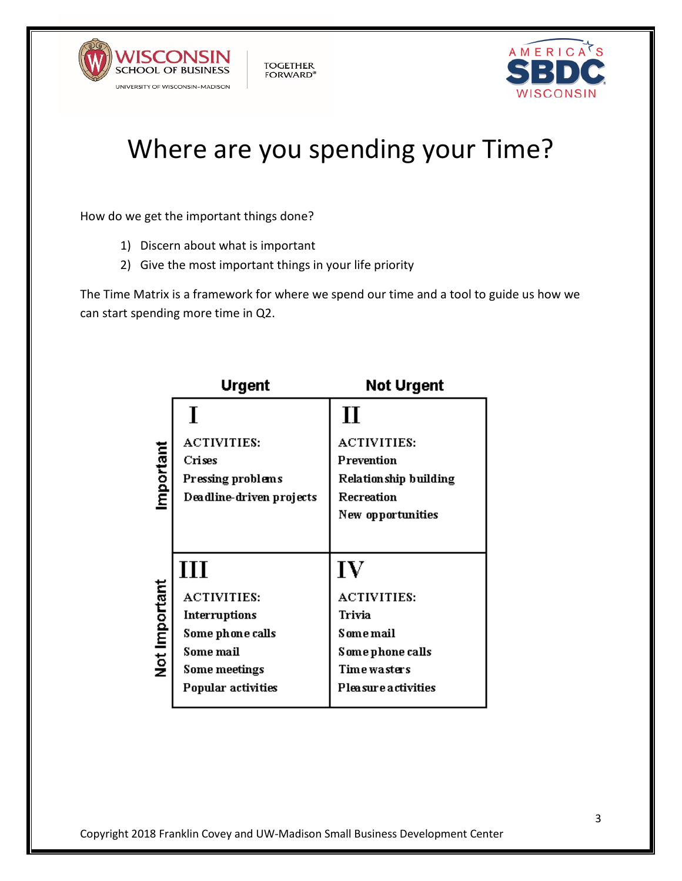# Where are you spending your Time?

How do we get the important things done?

1) Discern about what is important
2) Give the most important things in your life priority

The Time Matrix is a framework for where we spend our time and a tool to guide us how we can start spending more time in Q2.

| | Urgent | Not Urgent |
|---|---|---|
| **Important** | **I**<br>ACTIVITIES:<br>Crises<br>Pressing problems<br>Deadline-driven projects | **II**<br>ACTIVITIES:<br>Prevention<br>Relationship building<br>Recreation<br>New opportunities |
| **Not Important** | **III**<br>ACTIVITIES:<br>Interruptions<br>Some phone calls<br>Some mail<br>Some meetings<br>Popular activities | **IV**<br>ACTIVITIES:<br>Trivia<br>Some mail<br>Some phone calls<br>Time wasters<br>Pleasure activities |

Copyright 2018 Franklin Covey and UW-Madison Small Business Development Center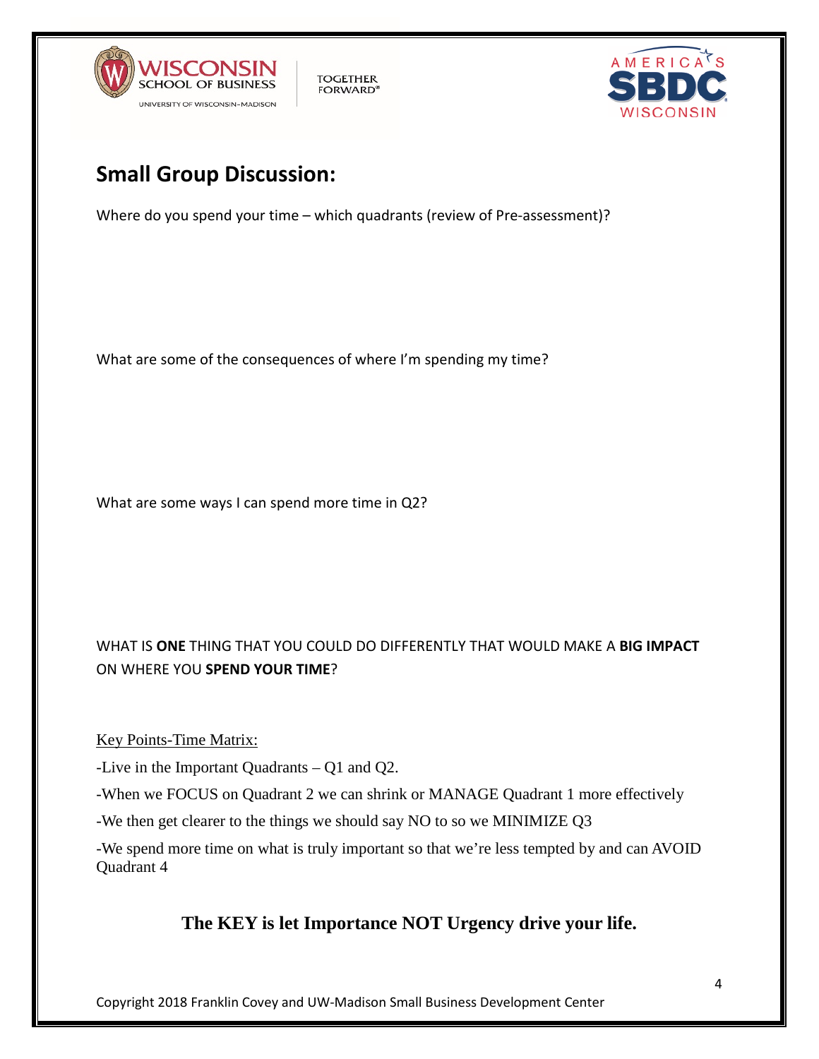## Small Group Discussion:

Where do you spend your time – which quadrants (review of Pre-assessment)?

What are some of the consequences of where I'm spending my time?

What are some ways I can spend more time in Q2?

WHAT IS **ONE** THING THAT YOU COULD DO DIFFERENTLY THAT WOULD MAKE A **BIG IMPACT** ON WHERE YOU **SPEND YOUR TIME**?

<u>Key Points-Time Matrix:</u>

-Live in the Important Quadrants – Q1 and Q2.

-When we FOCUS on Quadrant 2 we can shrink or MANAGE Quadrant 1 more effectively

-We then get clearer to the things we should say NO to so we MINIMIZE Q3

-We spend more time on what is truly important so that we're less tempted by and can AVOID Quadrant 4

**The KEY is let Importance NOT Urgency drive your life.**

Copyright 2018 Franklin Covey and UW-Madison Small Business Development Center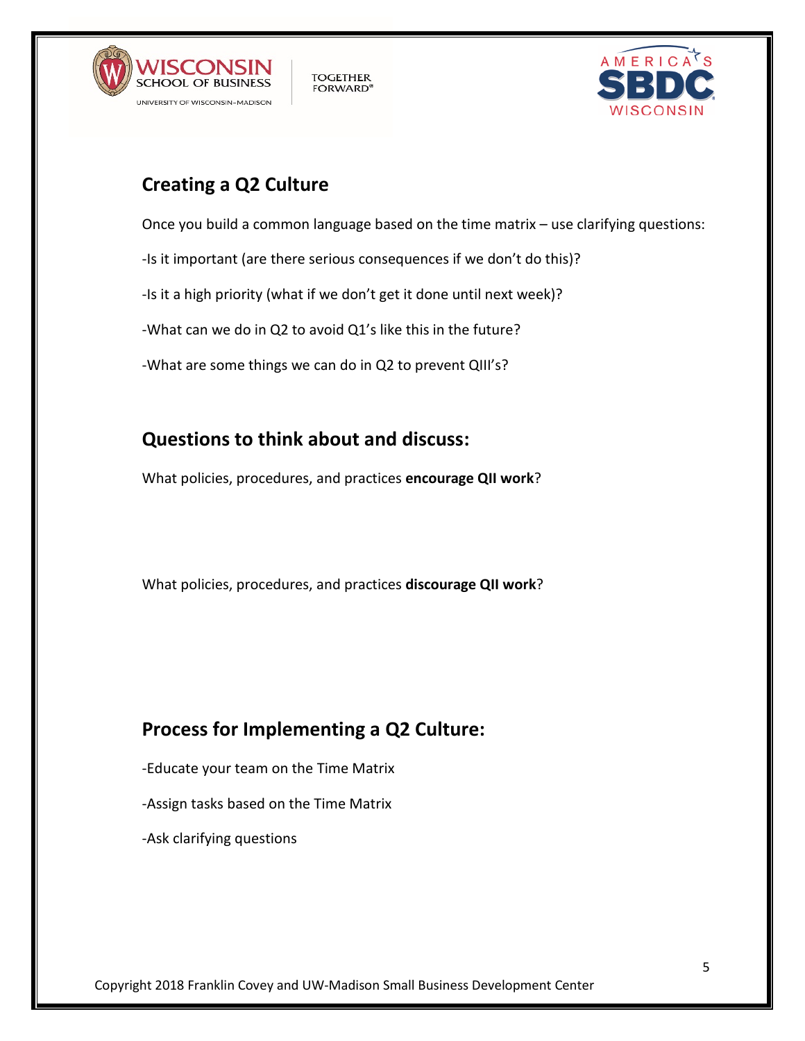## Creating a Q2 Culture

Once you build a common language based on the time matrix – use clarifying questions:

-Is it important (are there serious consequences if we don't do this)?

-Is it a high priority (what if we don't get it done until next week)?

-What can we do in Q2 to avoid Q1's like this in the future?

-What are some things we can do in Q2 to prevent QIII's?

## Questions to think about and discuss:

What policies, procedures, and practices **encourage QII work**?

What policies, procedures, and practices **discourage QII work**?

## Process for Implementing a Q2 Culture:

-Educate your team on the Time Matrix

-Assign tasks based on the Time Matrix

-Ask clarifying questions

Copyright 2018 Franklin Covey and UW-Madison Small Business Development Center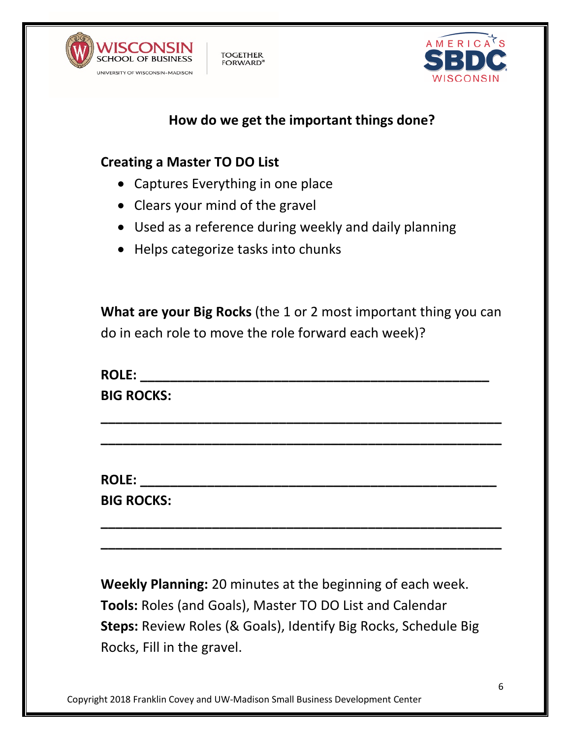## How do we get the important things done?

**Creating a Master TO DO List**

- Captures Everything in one place
- Clears your mind of the gravel
- Used as a reference during weekly and daily planning
- Helps categorize tasks into chunks

**What are your Big Rocks** (the 1 or 2 most important thing you can do in each role to move the role forward each week)?

**ROLE: ______________________________________________**

**BIG ROCKS:**

_____________________________________________________

_____________________________________________________

**ROLE: ______________________________________________**

**BIG ROCKS:**

_____________________________________________________

_____________________________________________________

**Weekly Planning:** 20 minutes at the beginning of each week.
**Tools:** Roles (and Goals), Master TO DO List and Calendar
**Steps:** Review Roles (& Goals), Identify Big Rocks, Schedule Big Rocks, Fill in the gravel.

Copyright 2018 Franklin Covey and UW-Madison Small Business Development Center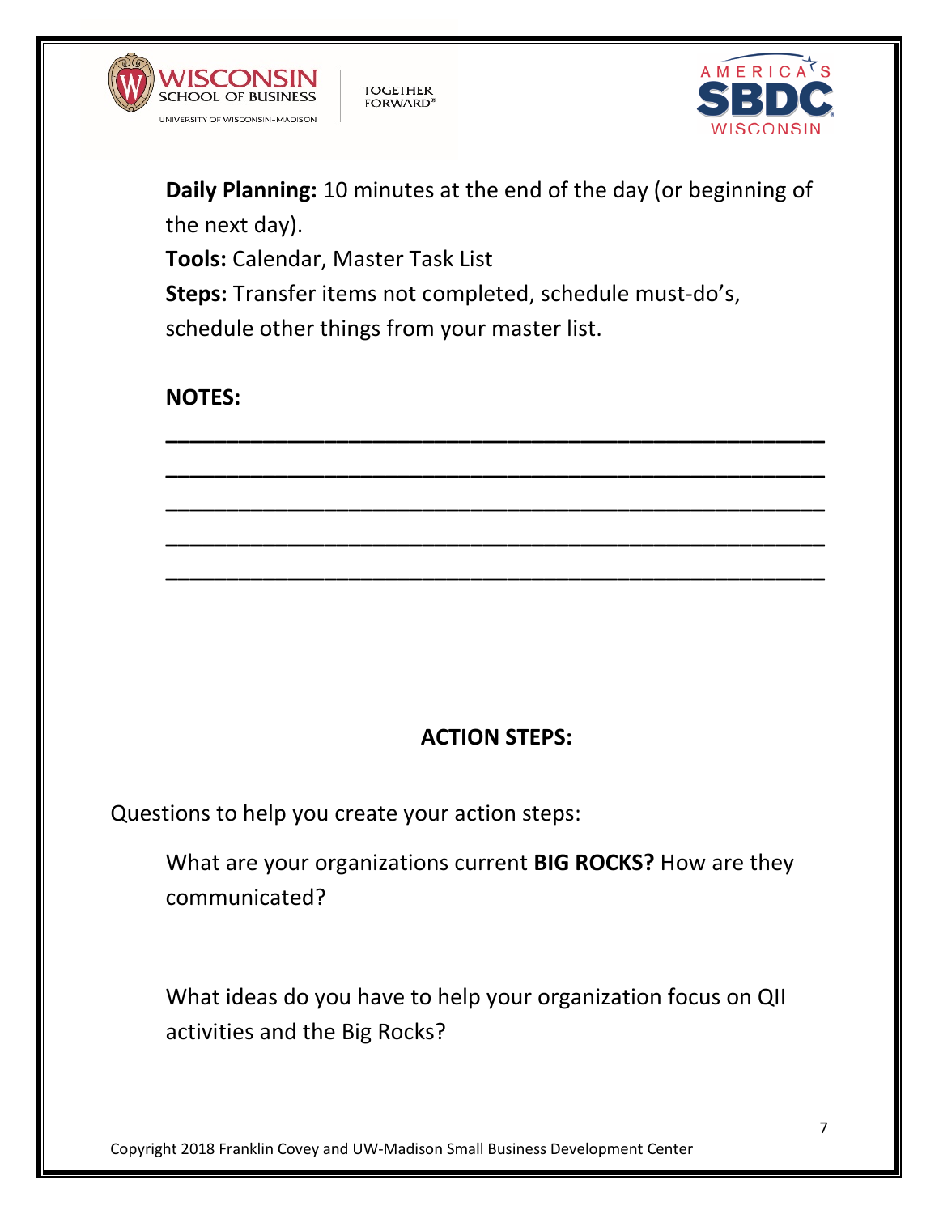**Daily Planning:** 10 minutes at the end of the day (or beginning of the next day).
**Tools:** Calendar, Master Task List
**Steps:** Transfer items not completed, schedule must-do's, schedule other things from your master list.

**NOTES:**

_______________________________________________

_______________________________________________

_______________________________________________

_______________________________________________

_______________________________________________

## ACTION STEPS:

Questions to help you create your action steps:

What are your organizations current **BIG ROCKS?** How are they communicated?

What ideas do you have to help your organization focus on QII activities and the Big Rocks?

Copyright 2018 Franklin Covey and UW-Madison Small Business Development Center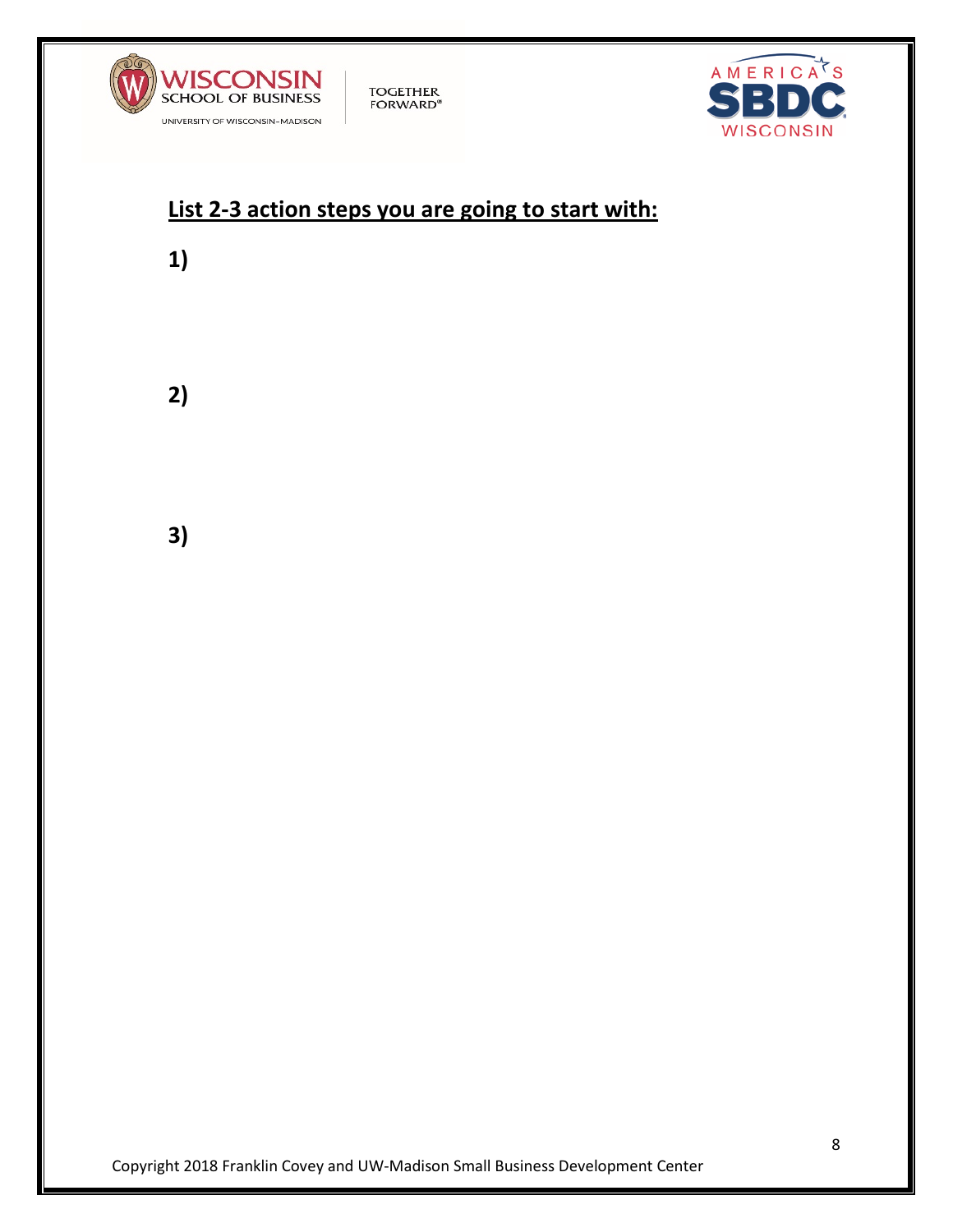**<u>List 2-3 action steps you are going to start with:</u>**

**1)**

**2)**

**3)**

Copyright 2018 Franklin Covey and UW-Madison Small Business Development Center